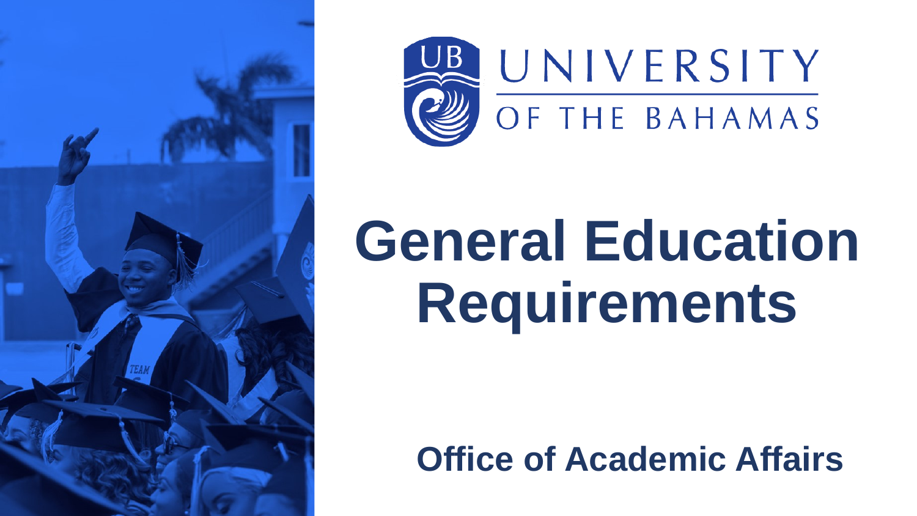UNIVERSITY OF THE BAHAMAS

# General Education Requirements

**Office of Academic Affairs**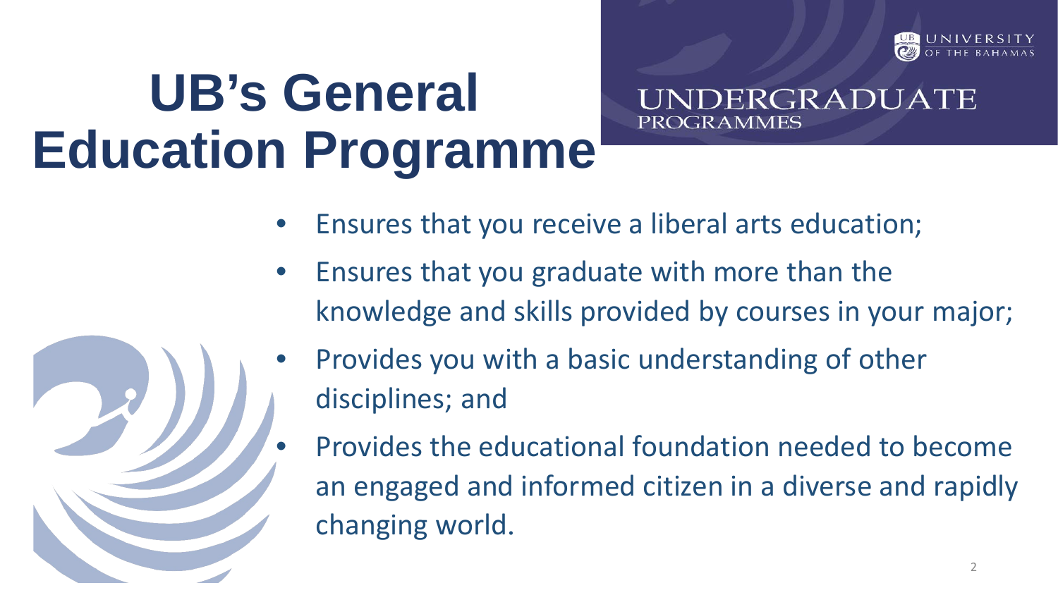# UB's General Education Programme

UNDERGRADUATE PROGRAMMES

- Ensures that you receive a liberal arts education;
- Ensures that you graduate with more than the knowledge and skills provided by courses in your major;
- Provides you with a basic understanding of other disciplines; and
- Provides the educational foundation needed to become an engaged and informed citizen in a diverse and rapidly changing world.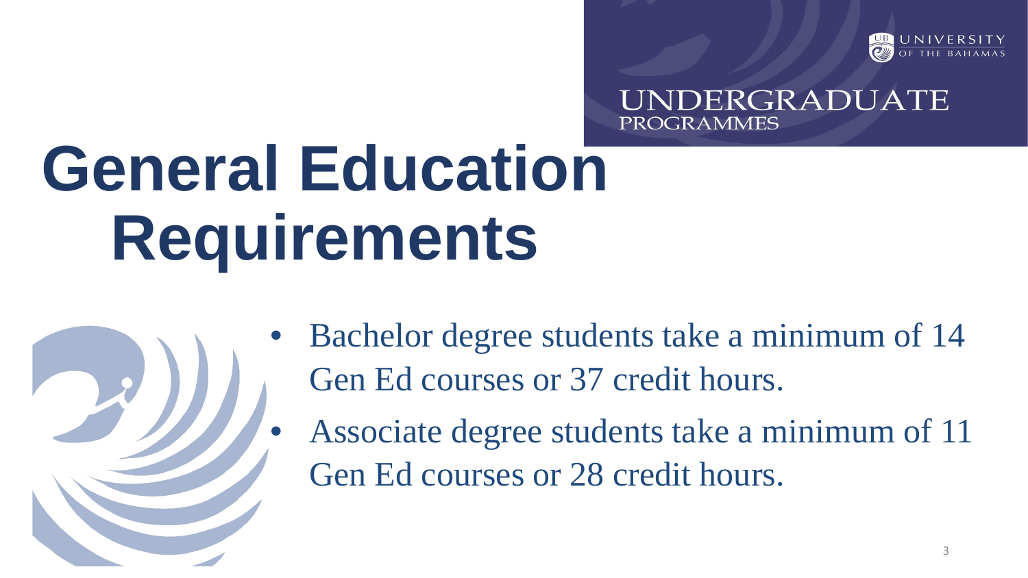# General Education Requirements

- Bachelor degree students take a minimum of 14 Gen Ed courses or 37 credit hours.
- Associate degree students take a minimum of 11 Gen Ed courses or 28 credit hours.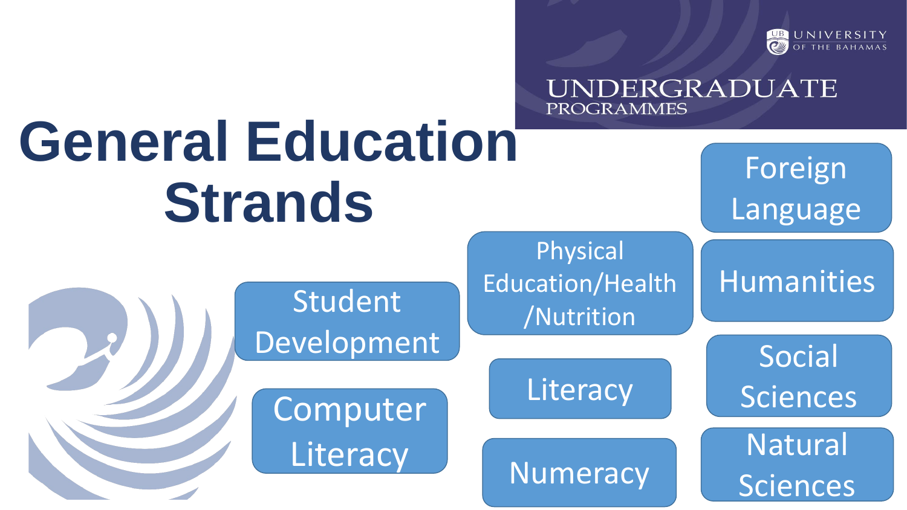UNIVERSITY OF THE BAHAMAS

UNDERGRADUATE PROGRAMMES

# General Education Strands

- Student Development
- Computer Literacy
- Physical Education/Health/Nutrition
- Literacy
- Numeracy
- Foreign Language
- Humanities
- Social Sciences
- Natural Sciences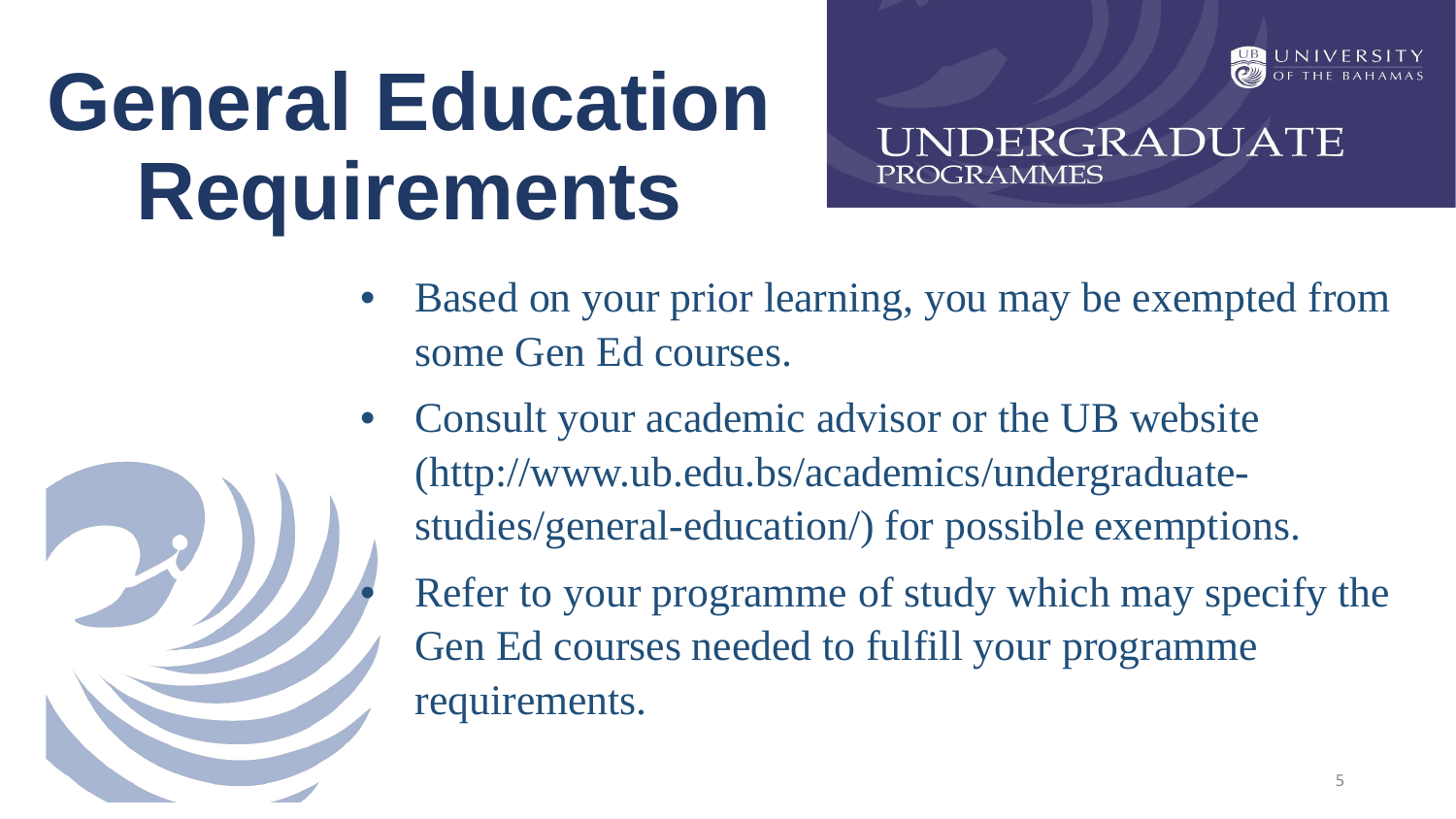# General Education Requirements

UNIVERSITY OF THE BAHAMAS

UNDERGRADUATE PROGRAMMES

- Based on your prior learning, you may be exempted from some Gen Ed courses.
- Consult your academic advisor or the UB website (http://www.ub.edu.bs/academics/undergraduate-studies/general-education/) for possible exemptions.
- Refer to your programme of study which may specify the Gen Ed courses needed to fulfill your programme requirements.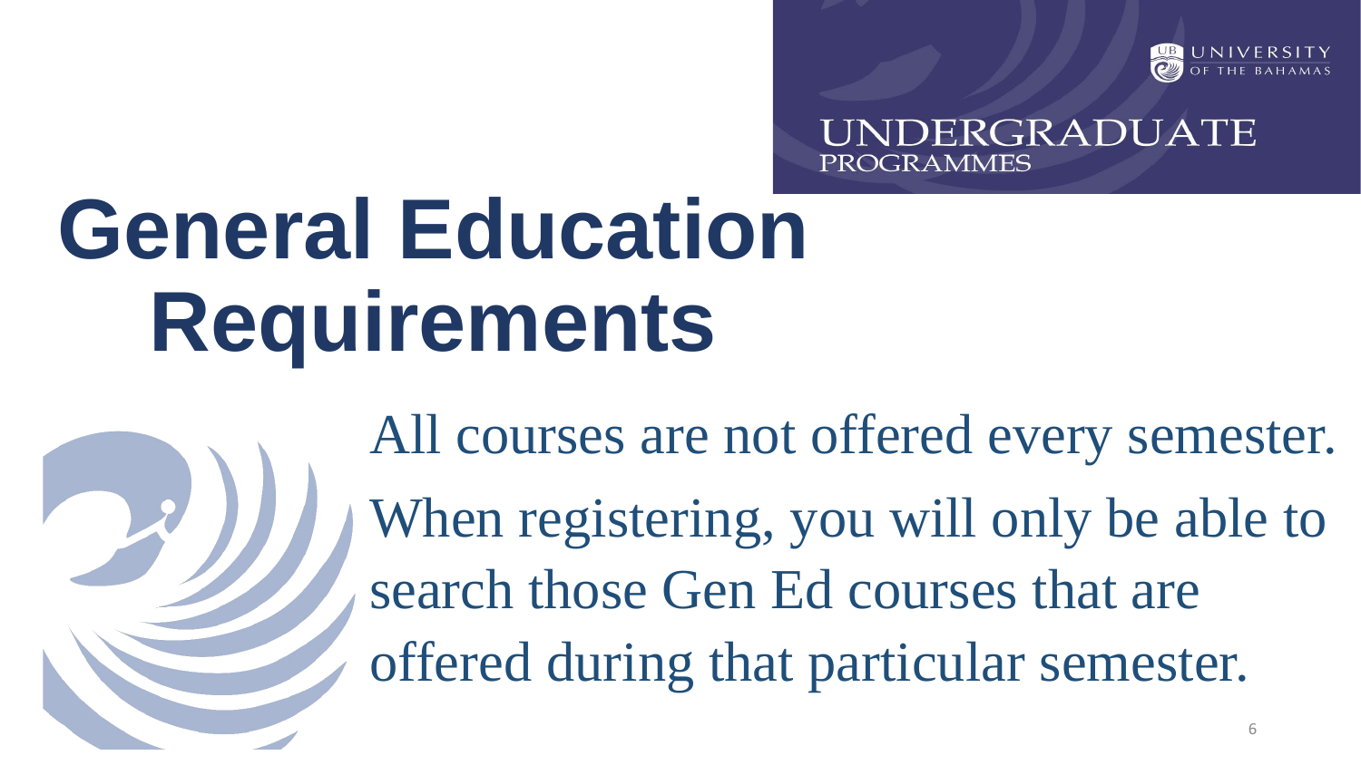# General Education Requirements

All courses are not offered every semester.

When registering, you will only be able to search those Gen Ed courses that are offered during that particular semester.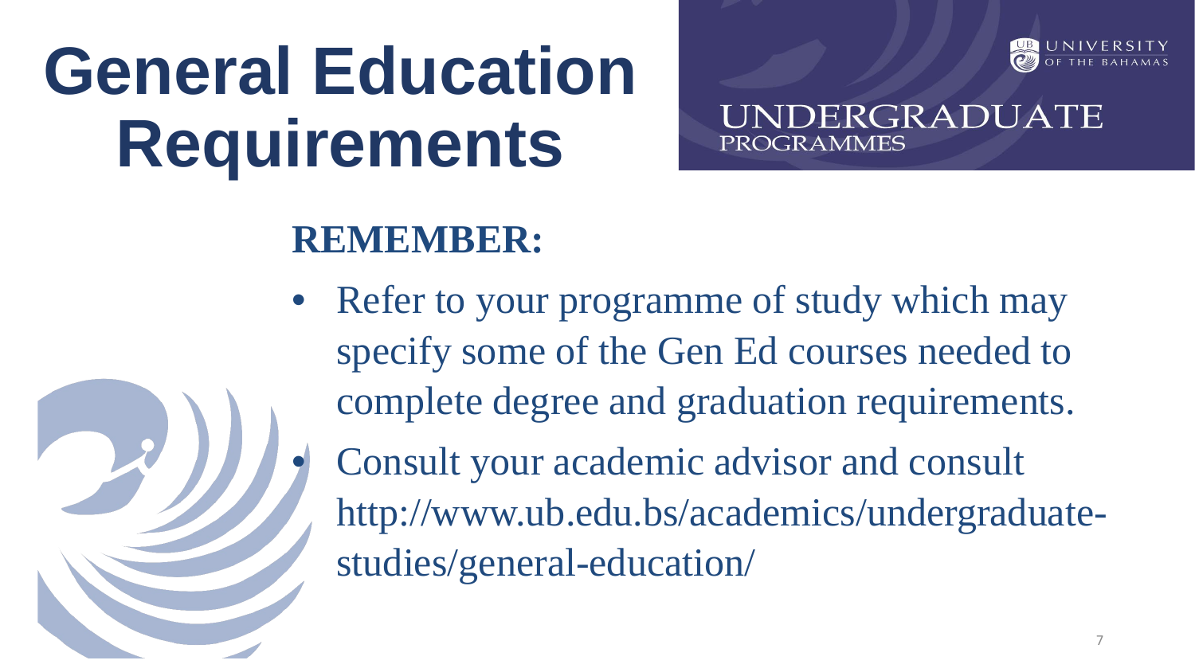# General Education Requirements

UNIVERSITY OF THE BAHAMAS

UNDERGRADUATE PROGRAMMES

## REMEMBER:

- Refer to your programme of study which may specify some of the Gen Ed courses needed to complete degree and graduation requirements.
- Consult your academic advisor and consult http://www.ub.edu.bs/academics/undergraduate-studies/general-education/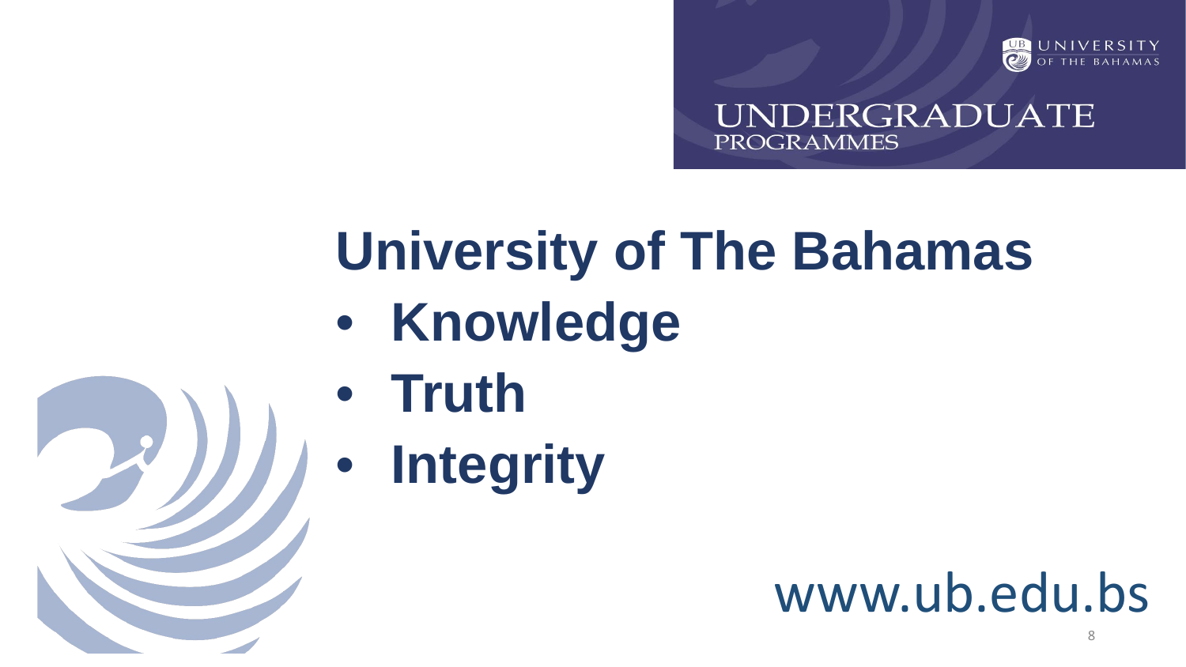UNIVERSITY OF THE BAHAMAS

UNDERGRADUATE PROGRAMMES

# University of The Bahamas

- **Knowledge**
- **Truth**
- **Integrity**

www.ub.edu.bs